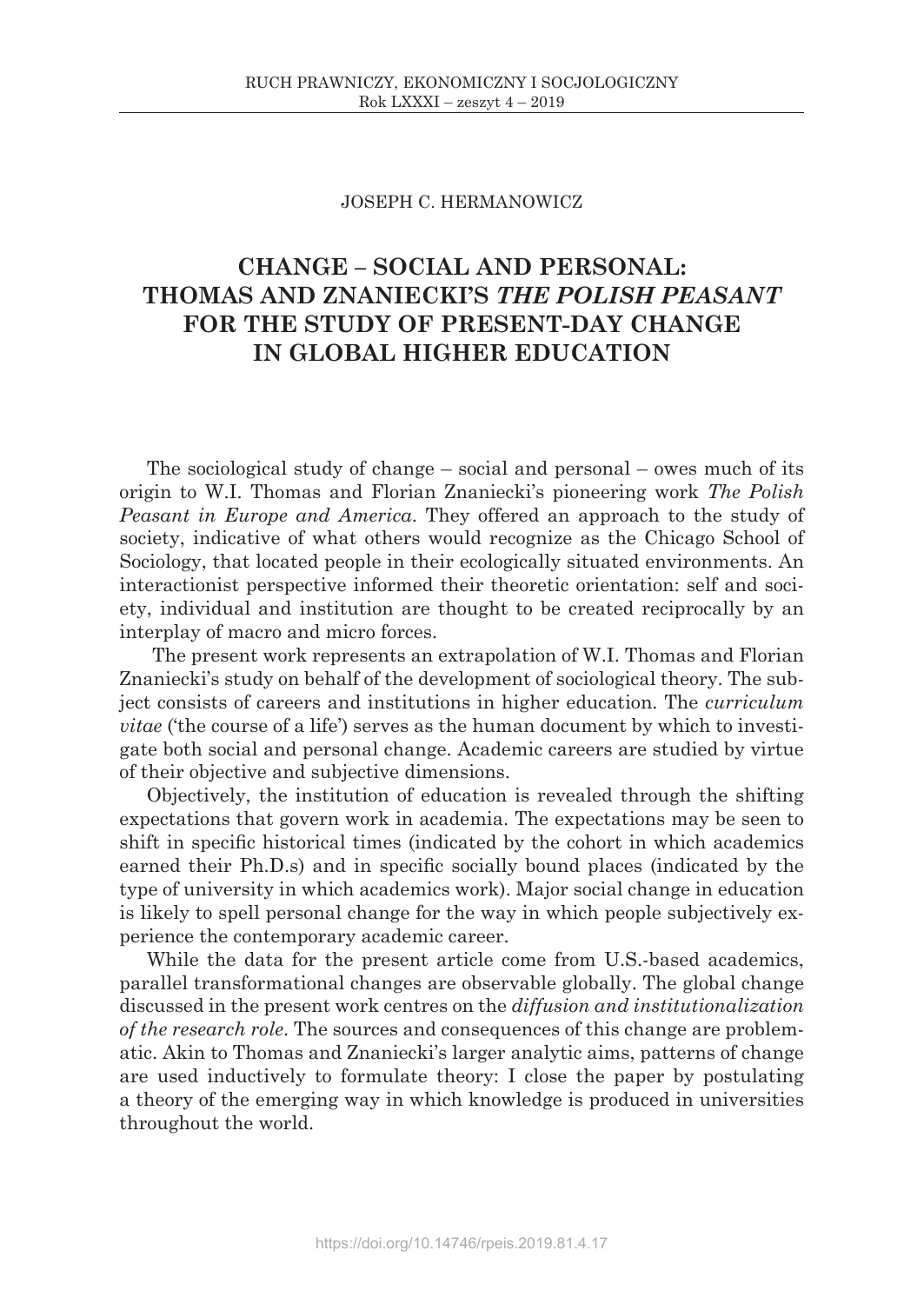JOSEPH C. HERMANOWICZ

# CHANGE – SOCIAL AND PERSONAL: THOMAS AND ZNANIECKI'S *THE POLISH PEASANT* FOR THE STUDY OF PRESENT-DAY CHANGE IN GLOBAL HIGHER EDUCATION

The sociological study of change – social and personal – owes much of its origin to W.I. Thomas and Florian Znaniecki's pioneering work *The Polish Peasant in Europe and America*. They offered an approach to the study of society, indicative of what others would recognize as the Chicago School of Sociology, that located people in their ecologically situated environments. An interactionist perspective informed their theoretic orientation: self and society, individual and institution are thought to be created reciprocally by an interplay of macro and micro forces.

The present work represents an extrapolation of W.I. Thomas and Florian Znaniecki's study on behalf of the development of sociological theory. The subject consists of careers and institutions in higher education. The *curriculum vitae* ('the course of a life') serves as the human document by which to investigate both social and personal change. Academic careers are studied by virtue of their objective and subjective dimensions.

Objectively, the institution of education is revealed through the shifting expectations that govern work in academia. The expectations may be seen to shift in specific historical times (indicated by the cohort in which academics earned their Ph.D.s) and in specific socially bound places (indicated by the type of university in which academics work). Major social change in education is likely to spell personal change for the way in which people subjectively experience the contemporary academic career.

While the data for the present article come from U.S.-based academics, parallel transformational changes are observable globally. The global change discussed in the present work centres on the *diffusion and institutionalization of the research role*. The sources and consequences of this change are problematic. Akin to Thomas and Znaniecki's larger analytic aims, patterns of change are used inductively to formulate theory: I close the paper by postulating a theory of the emerging way in which knowledge is produced in universities throughout the world.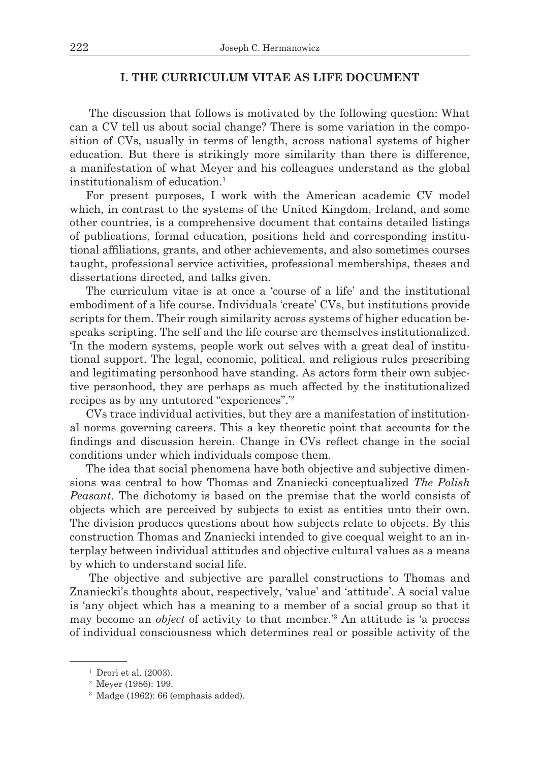## I. THE CURRICULUM VITAE AS LIFE DOCUMENT

The discussion that follows is motivated by the following question: What can a CV tell us about social change? There is some variation in the composition of CVs, usually in terms of length, across national systems of higher education. But there is strikingly more similarity than there is difference, a manifestation of what Meyer and his colleagues understand as the global institutionalism of education.[1]

For present purposes, I work with the American academic CV model which, in contrast to the systems of the United Kingdom, Ireland, and some other countries, is a comprehensive document that contains detailed listings of publications, formal education, positions held and corresponding institutional affiliations, grants, and other achievements, and also sometimes courses taught, professional service activities, professional memberships, theses and dissertations directed, and talks given.

The curriculum vitae is at once a 'course of a life' and the institutional embodiment of a life course. Individuals 'create' CVs, but institutions provide scripts for them. Their rough similarity across systems of higher education bespeaks scripting. The self and the life course are themselves institutionalized. 'In the modern systems, people work out selves with a great deal of institutional support. The legal, economic, political, and religious rules prescribing and legitimating personhood have standing. As actors form their own subjective personhood, they are perhaps as much affected by the institutionalized recipes as by any untutored "experiences".'[2]

CVs trace individual activities, but they are a manifestation of institutional norms governing careers. This a key theoretic point that accounts for the findings and discussion herein. Change in CVs reflect change in the social conditions under which individuals compose them.

The idea that social phenomena have both objective and subjective dimensions was central to how Thomas and Znaniecki conceptualized *The Polish Peasant*. The dichotomy is based on the premise that the world consists of objects which are perceived by subjects to exist as entities unto their own. The division produces questions about how subjects relate to objects. By this construction Thomas and Znaniecki intended to give coequal weight to an interplay between individual attitudes and objective cultural values as a means by which to understand social life.

The objective and subjective are parallel constructions to Thomas and Znaniecki's thoughts about, respectively, 'value' and 'attitude'. A social value is 'any object which has a meaning to a member of a social group so that it may become an *object* of activity to that member.'[3] An attitude is 'a process of individual consciousness which determines real or possible activity of the

---

[1] Drori et al. (2003).

[2] Meyer (1986): 199.

[3] Madge (1962): 66 (emphasis added).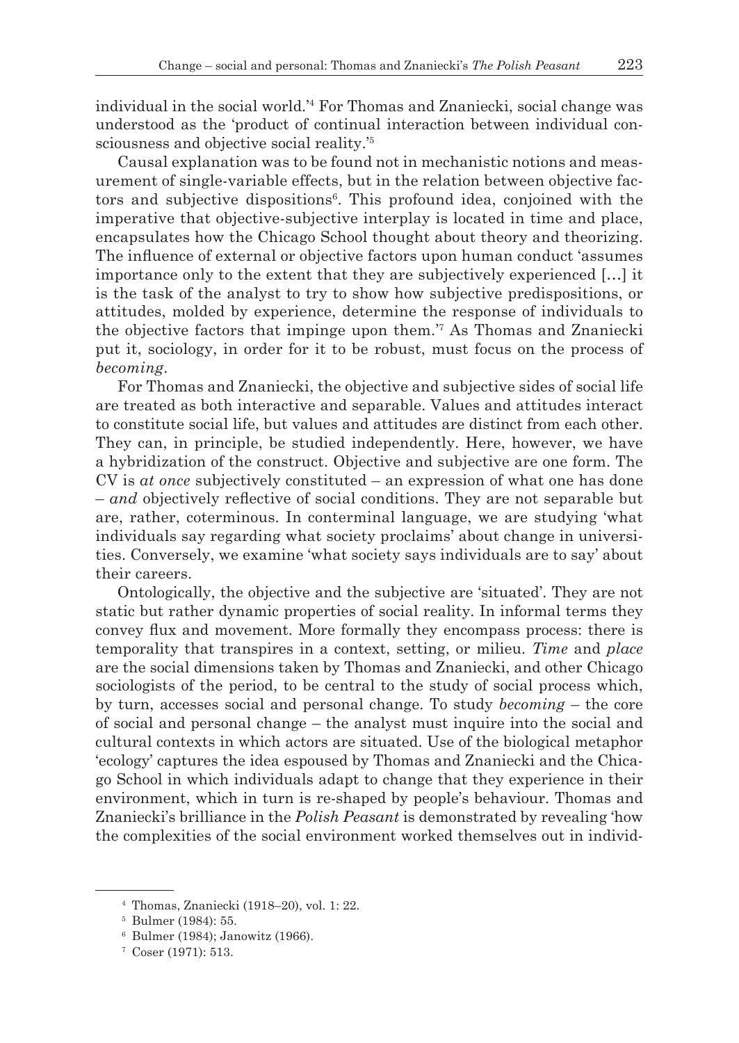individual in the social world.'[4] For Thomas and Znaniecki, social change was understood as the 'product of continual interaction between individual consciousness and objective social reality.'[5]

Causal explanation was to be found not in mechanistic notions and measurement of single-variable effects, but in the relation between objective factors and subjective dispositions[6]. This profound idea, conjoined with the imperative that objective-subjective interplay is located in time and place, encapsulates how the Chicago School thought about theory and theorizing. The influence of external or objective factors upon human conduct 'assumes importance only to the extent that they are subjectively experienced […] it is the task of the analyst to try to show how subjective predispositions, or attitudes, molded by experience, determine the response of individuals to the objective factors that impinge upon them.'[7] As Thomas and Znaniecki put it, sociology, in order for it to be robust, must focus on the process of *becoming*.

For Thomas and Znaniecki, the objective and subjective sides of social life are treated as both interactive and separable. Values and attitudes interact to constitute social life, but values and attitudes are distinct from each other. They can, in principle, be studied independently. Here, however, we have a hybridization of the construct. Objective and subjective are one form. The CV is *at once* subjectively constituted – an expression of what one has done – *and* objectively reflective of social conditions. They are not separable but are, rather, coterminous. In conterminal language, we are studying 'what individuals say regarding what society proclaims' about change in universities. Conversely, we examine 'what society says individuals are to say' about their careers.

Ontologically, the objective and the subjective are 'situated'. They are not static but rather dynamic properties of social reality. In informal terms they convey flux and movement. More formally they encompass process: there is temporality that transpires in a context, setting, or milieu. *Time* and *place* are the social dimensions taken by Thomas and Znaniecki, and other Chicago sociologists of the period, to be central to the study of social process which, by turn, accesses social and personal change. To study *becoming* – the core of social and personal change – the analyst must inquire into the social and cultural contexts in which actors are situated. Use of the biological metaphor 'ecology' captures the idea espoused by Thomas and Znaniecki and the Chicago School in which individuals adapt to change that they experience in their environment, which in turn is re-shaped by people's behaviour. Thomas and Znaniecki's brilliance in the *Polish Peasant* is demonstrated by revealing 'how the complexities of the social environment worked themselves out in individ-

---

[4] Thomas, Znaniecki (1918–20), vol. 1: 22.

[5] Bulmer (1984): 55.

[6] Bulmer (1984); Janowitz (1966).

[7] Coser (1971): 513.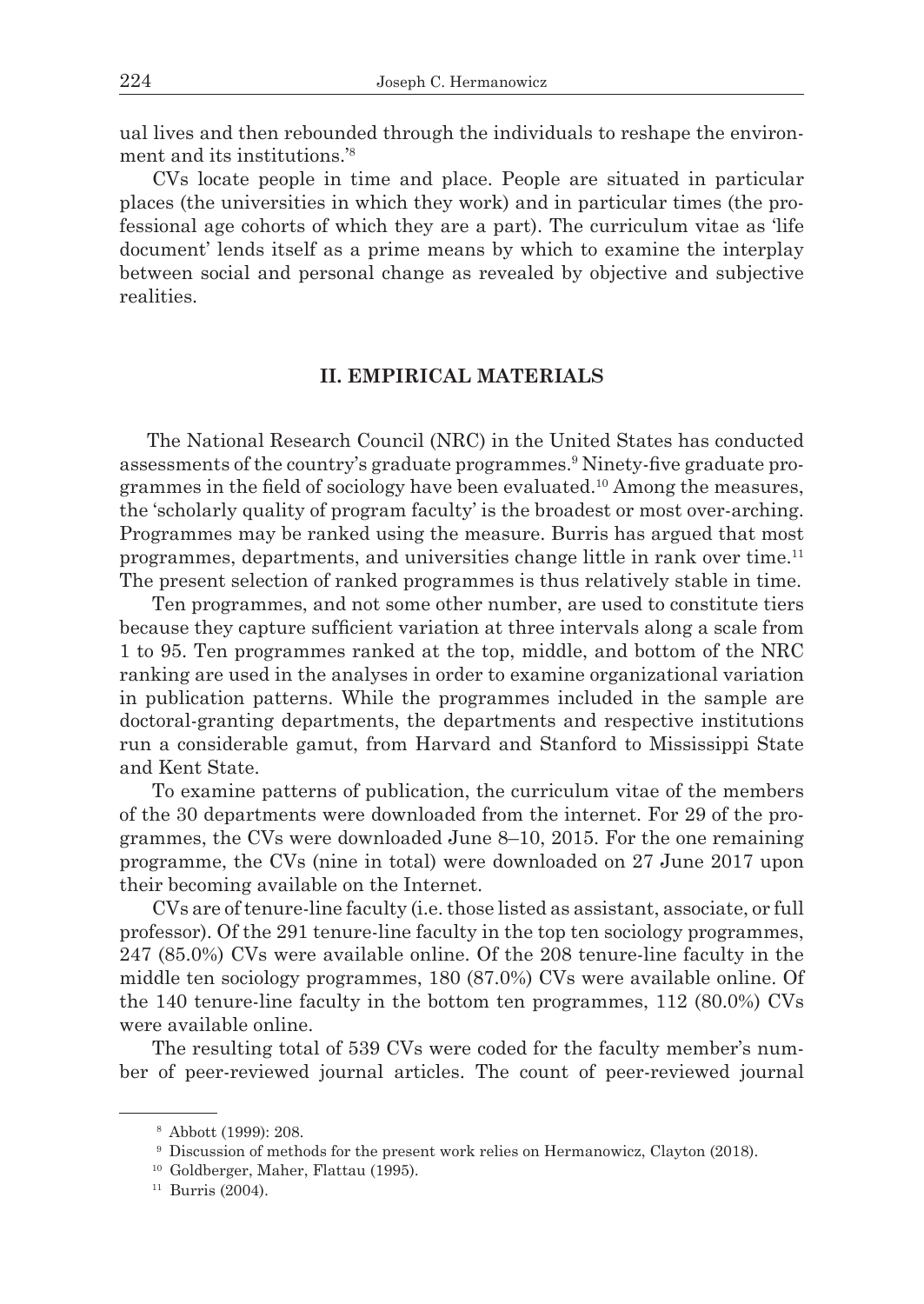ual lives and then rebounded through the individuals to reshape the environment and its institutions.'[8]

CVs locate people in time and place. People are situated in particular places (the universities in which they work) and in particular times (the professional age cohorts of which they are a part). The curriculum vitae as 'life document' lends itself as a prime means by which to examine the interplay between social and personal change as revealed by objective and subjective realities.

## II. EMPIRICAL MATERIALS

The National Research Council (NRC) in the United States has conducted assessments of the country's graduate programmes.[9] Ninety-five graduate programmes in the field of sociology have been evaluated.[10] Among the measures, the 'scholarly quality of program faculty' is the broadest or most over-arching. Programmes may be ranked using the measure. Burris has argued that most programmes, departments, and universities change little in rank over time.[11] The present selection of ranked programmes is thus relatively stable in time.

Ten programmes, and not some other number, are used to constitute tiers because they capture sufficient variation at three intervals along a scale from 1 to 95. Ten programmes ranked at the top, middle, and bottom of the NRC ranking are used in the analyses in order to examine organizational variation in publication patterns. While the programmes included in the sample are doctoral-granting departments, the departments and respective institutions run a considerable gamut, from Harvard and Stanford to Mississippi State and Kent State.

To examine patterns of publication, the curriculum vitae of the members of the 30 departments were downloaded from the internet. For 29 of the programmes, the CVs were downloaded June 8–10, 2015. For the one remaining programme, the CVs (nine in total) were downloaded on 27 June 2017 upon their becoming available on the Internet.

CVs are of tenure-line faculty (i.e. those listed as assistant, associate, or full professor). Of the 291 tenure-line faculty in the top ten sociology programmes, 247 (85.0%) CVs were available online. Of the 208 tenure-line faculty in the middle ten sociology programmes, 180 (87.0%) CVs were available online. Of the 140 tenure-line faculty in the bottom ten programmes, 112 (80.0%) CVs were available online.

The resulting total of 539 CVs were coded for the faculty member's number of peer-reviewed journal articles. The count of peer-reviewed journal

---

[8] Abbott (1999): 208.

[9] Discussion of methods for the present work relies on Hermanowicz, Clayton (2018).

[10] Goldberger, Maher, Flattau (1995).

[11] Burris (2004).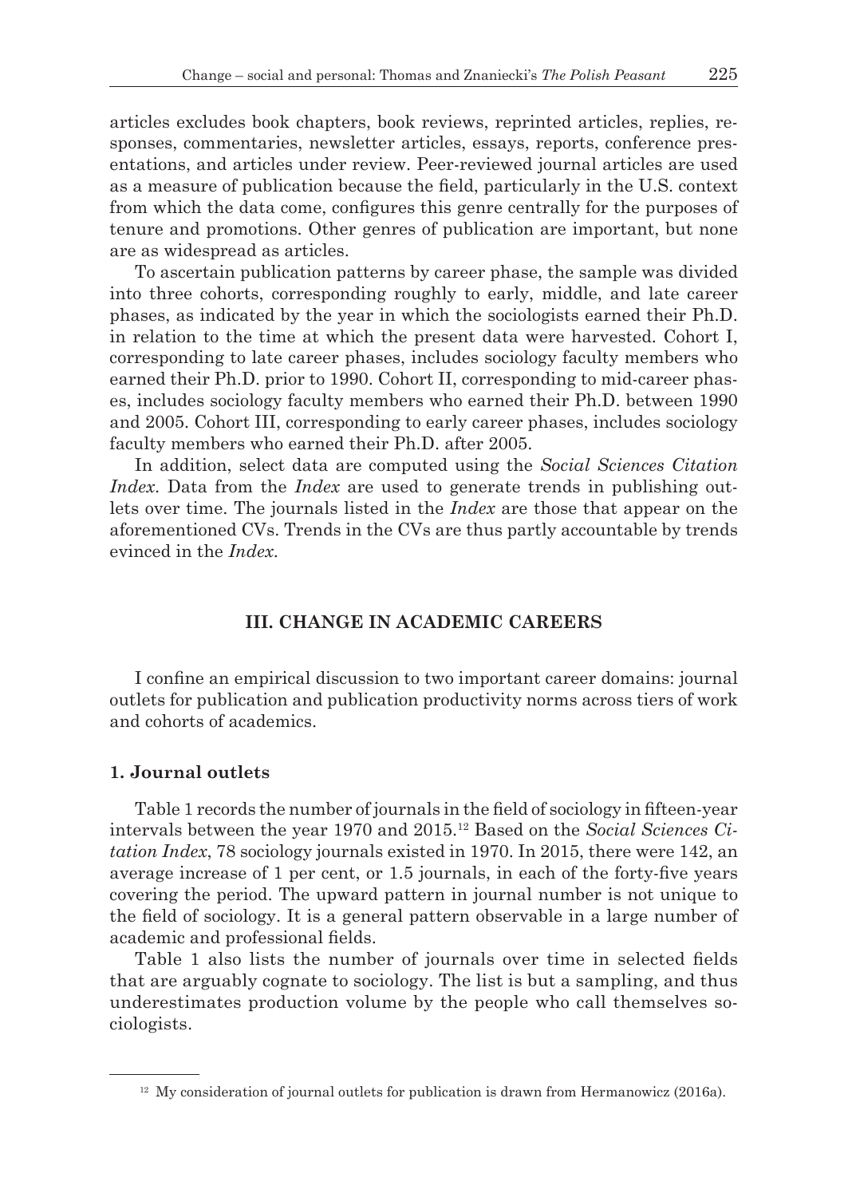articles excludes book chapters, book reviews, reprinted articles, replies, responses, commentaries, newsletter articles, essays, reports, conference presentations, and articles under review. Peer-reviewed journal articles are used as a measure of publication because the field, particularly in the U.S. context from which the data come, configures this genre centrally for the purposes of tenure and promotions. Other genres of publication are important, but none are as widespread as articles.

To ascertain publication patterns by career phase, the sample was divided into three cohorts, corresponding roughly to early, middle, and late career phases, as indicated by the year in which the sociologists earned their Ph.D. in relation to the time at which the present data were harvested. Cohort I, corresponding to late career phases, includes sociology faculty members who earned their Ph.D. prior to 1990. Cohort II, corresponding to mid-career phases, includes sociology faculty members who earned their Ph.D. between 1990 and 2005. Cohort III, corresponding to early career phases, includes sociology faculty members who earned their Ph.D. after 2005.

In addition, select data are computed using the *Social Sciences Citation Index*. Data from the *Index* are used to generate trends in publishing outlets over time. The journals listed in the *Index* are those that appear on the aforementioned CVs. Trends in the CVs are thus partly accountable by trends evinced in the *Index*.

## III. CHANGE IN ACADEMIC CAREERS

I confine an empirical discussion to two important career domains: journal outlets for publication and publication productivity norms across tiers of work and cohorts of academics.

### 1. Journal outlets

Table 1 records the number of journals in the field of sociology in fifteen-year intervals between the year 1970 and 2015.[12] Based on the *Social Sciences Citation Index*, 78 sociology journals existed in 1970. In 2015, there were 142, an average increase of 1 per cent, or 1.5 journals, in each of the forty-five years covering the period. The upward pattern in journal number is not unique to the field of sociology. It is a general pattern observable in a large number of academic and professional fields.

Table 1 also lists the number of journals over time in selected fields that are arguably cognate to sociology. The list is but a sampling, and thus underestimates production volume by the people who call themselves sociologists.

[12] My consideration of journal outlets for publication is drawn from Hermanowicz (2016a).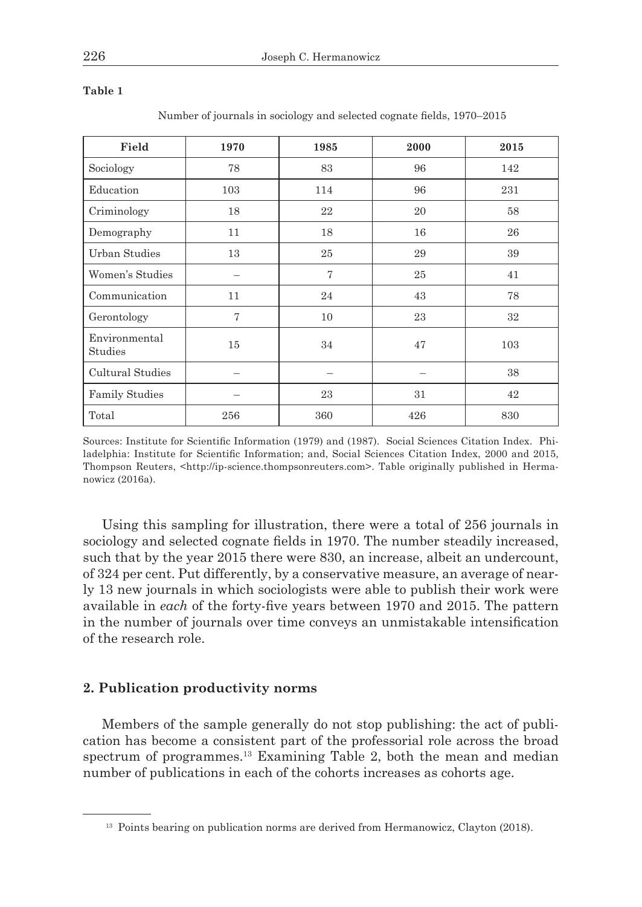**Table 1**

Number of journals in sociology and selected cognate fields, 1970–2015

| Field | 1970 | 1985 | 2000 | 2015 |
|---|---|---|---|---|
| Sociology | 78 | 83 | 96 | 142 |
| Education | 103 | 114 | 96 | 231 |
| Criminology | 18 | 22 | 20 | 58 |
| Demography | 11 | 18 | 16 | 26 |
| Urban Studies | 13 | 25 | 29 | 39 |
| Women's Studies | – | 7 | 25 | 41 |
| Communication | 11 | 24 | 43 | 78 |
| Gerontology | 7 | 10 | 23 | 32 |
| Environmental Studies | 15 | 34 | 47 | 103 |
| Cultural Studies | – | – | – | 38 |
| Family Studies | – | 23 | 31 | 42 |
| Total | 256 | 360 | 426 | 830 |

Sources: Institute for Scientific Information (1979) and (1987). Social Sciences Citation Index. Philadelphia: Institute for Scientific Information; and, Social Sciences Citation Index, 2000 and 2015, Thompson Reuters, <http://ip-science.thompsonreuters.com>. Table originally published in Hermanowicz (2016a).

Using this sampling for illustration, there were a total of 256 journals in sociology and selected cognate fields in 1970. The number steadily increased, such that by the year 2015 there were 830, an increase, albeit an undercount, of 324 per cent. Put differently, by a conservative measure, an average of nearly 13 new journals in which sociologists were able to publish their work were available in *each* of the forty-five years between 1970 and 2015. The pattern in the number of journals over time conveys an unmistakable intensification of the research role.

## 2. Publication productivity norms

Members of the sample generally do not stop publishing: the act of publication has become a consistent part of the professorial role across the broad spectrum of programmes.[13] Examining Table 2, both the mean and median number of publications in each of the cohorts increases as cohorts age.

[13] Points bearing on publication norms are derived from Hermanowicz, Clayton (2018).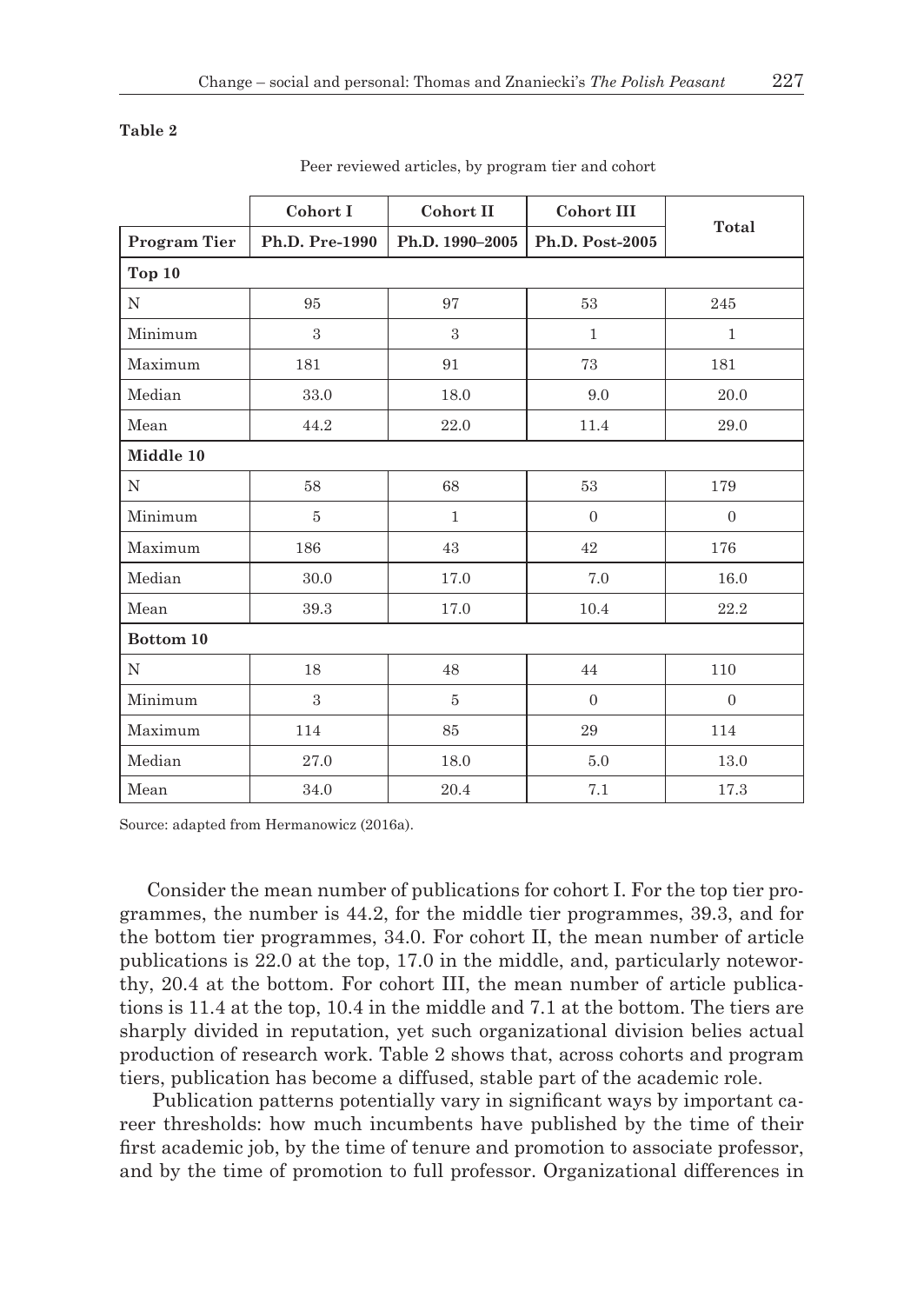**Table 2**

Peer reviewed articles, by program tier and cohort

| | Cohort I | Cohort II | Cohort III | Total |
|---|---|---|---|---|
| **Program Tier** | **Ph.D. Pre-1990** | **Ph.D. 1990–2005** | **Ph.D. Post-2005** | |
| **Top 10** | | | | |
| N | 95 | 97 | 53 | 245 |
| Minimum | 3 | 3 | 1 | 1 |
| Maximum | 181 | 91 | 73 | 181 |
| Median | 33.0 | 18.0 | 9.0 | 20.0 |
| Mean | 44.2 | 22.0 | 11.4 | 29.0 |
| **Middle 10** | | | | |
| N | 58 | 68 | 53 | 179 |
| Minimum | 5 | 1 | 0 | 0 |
| Maximum | 186 | 43 | 42 | 176 |
| Median | 30.0 | 17.0 | 7.0 | 16.0 |
| Mean | 39.3 | 17.0 | 10.4 | 22.2 |
| **Bottom 10** | | | | |
| N | 18 | 48 | 44 | 110 |
| Minimum | 3 | 5 | 0 | 0 |
| Maximum | 114 | 85 | 29 | 114 |
| Median | 27.0 | 18.0 | 5.0 | 13.0 |
| Mean | 34.0 | 20.4 | 7.1 | 17.3 |

Source: adapted from Hermanowicz (2016a).

Consider the mean number of publications for cohort I. For the top tier programmes, the number is 44.2, for the middle tier programmes, 39.3, and for the bottom tier programmes, 34.0. For cohort II, the mean number of article publications is 22.0 at the top, 17.0 in the middle, and, particularly noteworthy, 20.4 at the bottom. For cohort III, the mean number of article publications is 11.4 at the top, 10.4 in the middle and 7.1 at the bottom. The tiers are sharply divided in reputation, yet such organizational division belies actual production of research work. Table 2 shows that, across cohorts and program tiers, publication has become a diffused, stable part of the academic role.

Publication patterns potentially vary in significant ways by important career thresholds: how much incumbents have published by the time of their first academic job, by the time of tenure and promotion to associate professor, and by the time of promotion to full professor. Organizational differences in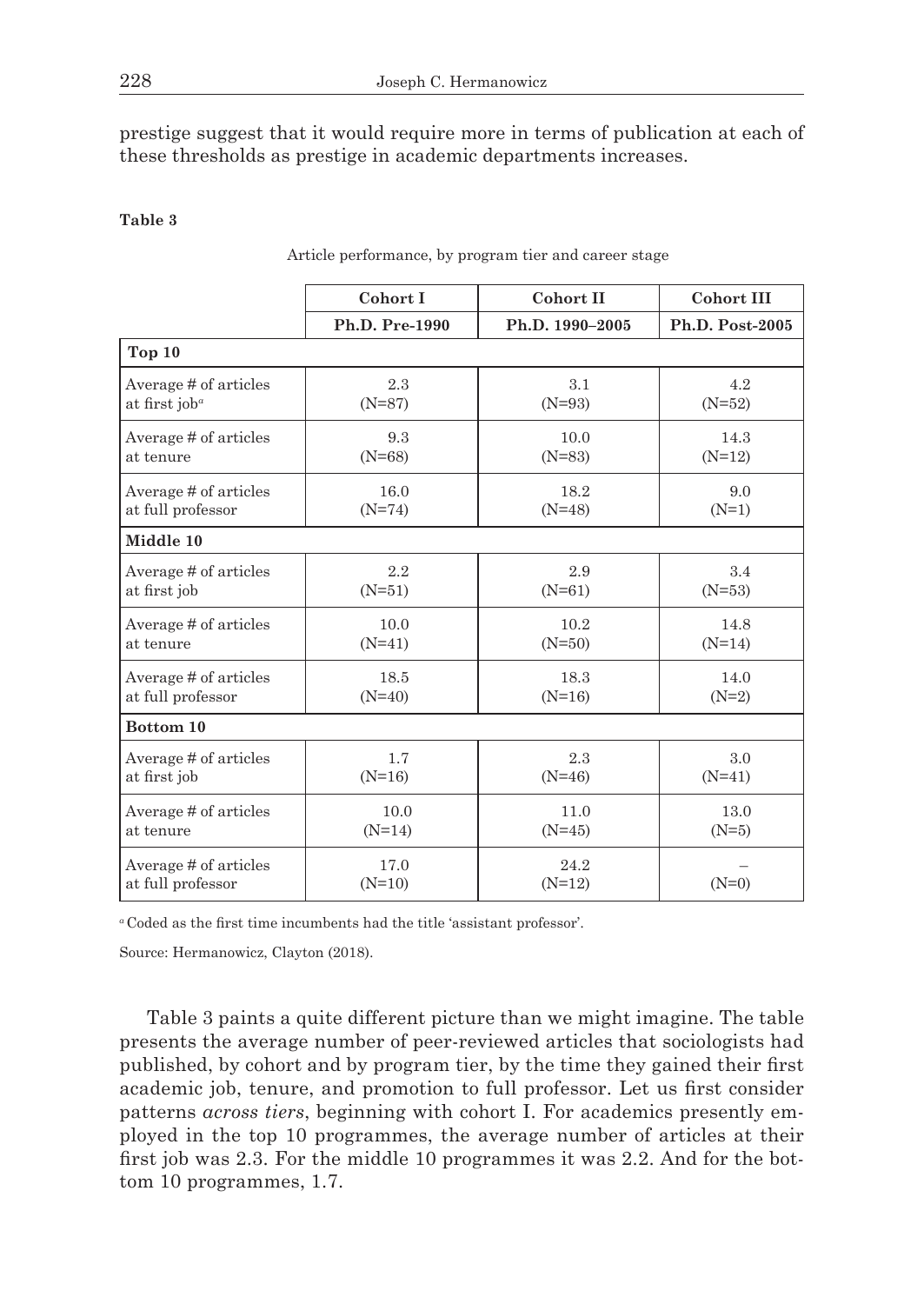prestige suggest that it would require more in terms of publication at each of these thresholds as prestige in academic departments increases.

**Table 3**

Article performance, by program tier and career stage

| | Cohort I | Cohort II | Cohort III |
|---|---|---|---|
| | Ph.D. Pre-1990 | Ph.D. 1990–2005 | Ph.D. Post-2005 |
| **Top 10** | | | |
| Average # of articles at first job[a] | 2.3 (N=87) | 3.1 (N=93) | 4.2 (N=52) |
| Average # of articles at tenure | 9.3 (N=68) | 10.0 (N=83) | 14.3 (N=12) |
| Average # of articles at full professor | 16.0 (N=74) | 18.2 (N=48) | 9.0 (N=1) |
| **Middle 10** | | | |
| Average # of articles at first job | 2.2 (N=51) | 2.9 (N=61) | 3.4 (N=53) |
| Average # of articles at tenure | 10.0 (N=41) | 10.2 (N=50) | 14.8 (N=14) |
| Average # of articles at full professor | 18.5 (N=40) | 18.3 (N=16) | 14.0 (N=2) |
| **Bottom 10** | | | |
| Average # of articles at first job | 1.7 (N=16) | 2.3 (N=46) | 3.0 (N=41) |
| Average # of articles at tenure | 10.0 (N=14) | 11.0 (N=45) | 13.0 (N=5) |
| Average # of articles at full professor | 17.0 (N=10) | 24.2 (N=12) | – (N=0) |

[a] Coded as the first time incumbents had the title 'assistant professor'.

Source: Hermanowicz, Clayton (2018).

Table 3 paints a quite different picture than we might imagine. The table presents the average number of peer-reviewed articles that sociologists had published, by cohort and by program tier, by the time they gained their first academic job, tenure, and promotion to full professor. Let us first consider patterns *across tiers*, beginning with cohort I. For academics presently employed in the top 10 programmes, the average number of articles at their first job was 2.3. For the middle 10 programmes it was 2.2. And for the bottom 10 programmes, 1.7.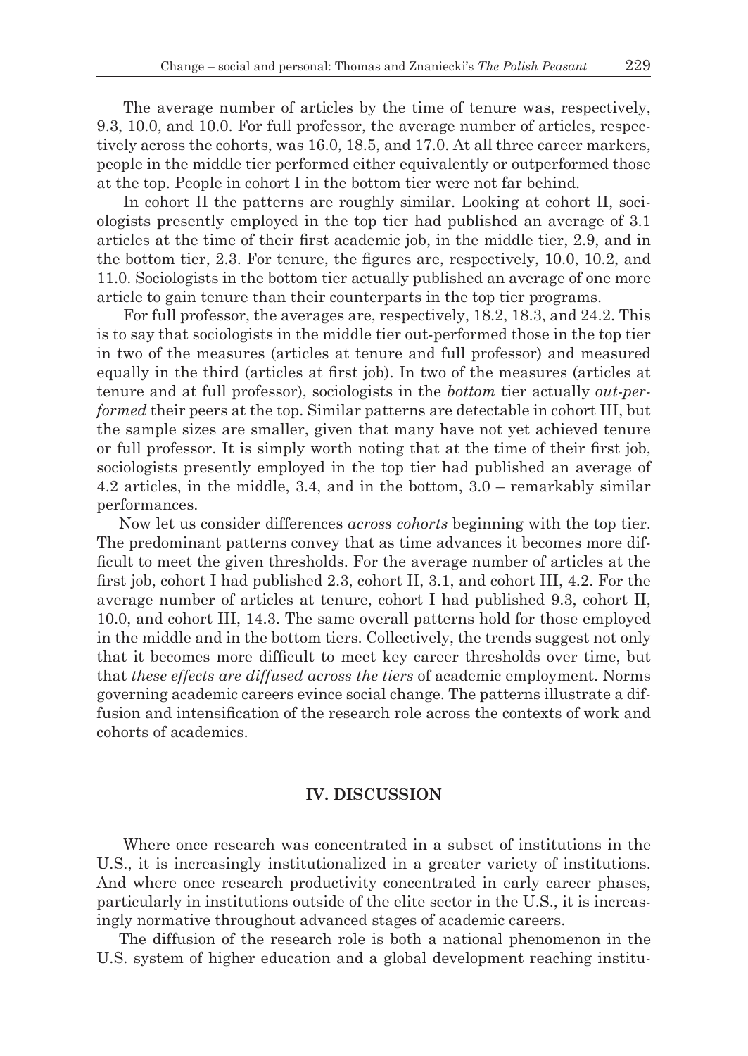The average number of articles by the time of tenure was, respectively, 9.3, 10.0, and 10.0. For full professor, the average number of articles, respectively across the cohorts, was 16.0, 18.5, and 17.0. At all three career markers, people in the middle tier performed either equivalently or outperformed those at the top. People in cohort I in the bottom tier were not far behind.

In cohort II the patterns are roughly similar. Looking at cohort II, sociologists presently employed in the top tier had published an average of 3.1 articles at the time of their first academic job, in the middle tier, 2.9, and in the bottom tier, 2.3. For tenure, the figures are, respectively, 10.0, 10.2, and 11.0. Sociologists in the bottom tier actually published an average of one more article to gain tenure than their counterparts in the top tier programs.

For full professor, the averages are, respectively, 18.2, 18.3, and 24.2. This is to say that sociologists in the middle tier out-performed those in the top tier in two of the measures (articles at tenure and full professor) and measured equally in the third (articles at first job). In two of the measures (articles at tenure and at full professor), sociologists in the *bottom* tier actually *out-performed* their peers at the top. Similar patterns are detectable in cohort III, but the sample sizes are smaller, given that many have not yet achieved tenure or full professor. It is simply worth noting that at the time of their first job, sociologists presently employed in the top tier had published an average of 4.2 articles, in the middle, 3.4, and in the bottom, 3.0 – remarkably similar performances.

Now let us consider differences *across cohorts* beginning with the top tier. The predominant patterns convey that as time advances it becomes more difficult to meet the given thresholds. For the average number of articles at the first job, cohort I had published 2.3, cohort II, 3.1, and cohort III, 4.2. For the average number of articles at tenure, cohort I had published 9.3, cohort II, 10.0, and cohort III, 14.3. The same overall patterns hold for those employed in the middle and in the bottom tiers. Collectively, the trends suggest not only that it becomes more difficult to meet key career thresholds over time, but that *these effects are diffused across the tiers* of academic employment. Norms governing academic careers evince social change. The patterns illustrate a diffusion and intensification of the research role across the contexts of work and cohorts of academics.

## IV. DISCUSSION

Where once research was concentrated in a subset of institutions in the U.S., it is increasingly institutionalized in a greater variety of institutions. And where once research productivity concentrated in early career phases, particularly in institutions outside of the elite sector in the U.S., it is increasingly normative throughout advanced stages of academic careers.

The diffusion of the research role is both a national phenomenon in the U.S. system of higher education and a global development reaching institu-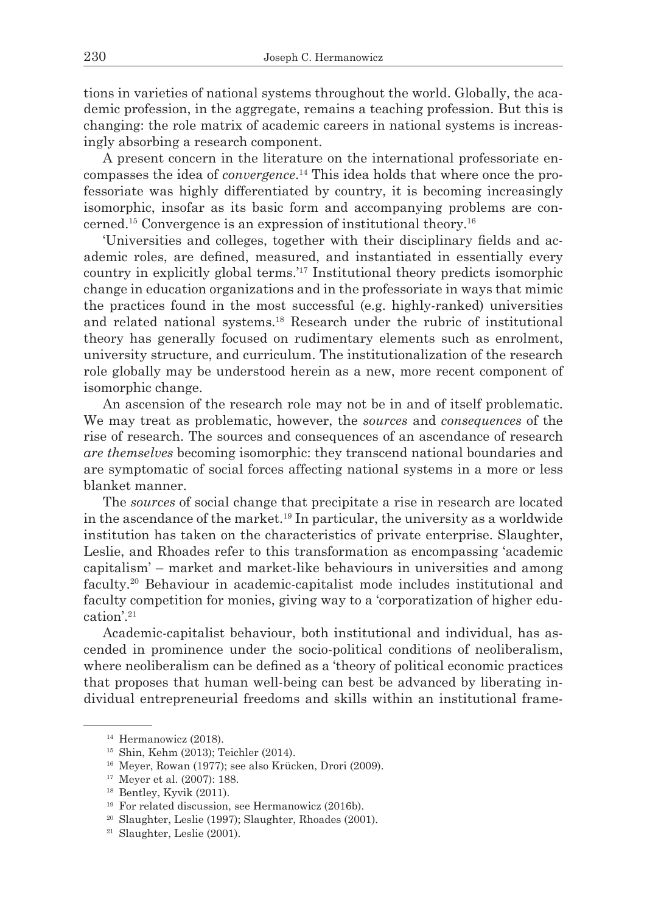tions in varieties of national systems throughout the world. Globally, the academic profession, in the aggregate, remains a teaching profession. But this is changing: the role matrix of academic careers in national systems is increasingly absorbing a research component.

A present concern in the literature on the international professoriate encompasses the idea of *convergence*.[14] This idea holds that where once the professoriate was highly differentiated by country, it is becoming increasingly isomorphic, insofar as its basic form and accompanying problems are concerned.[15] Convergence is an expression of institutional theory.[16]

'Universities and colleges, together with their disciplinary fields and academic roles, are defined, measured, and instantiated in essentially every country in explicitly global terms.'[17] Institutional theory predicts isomorphic change in education organizations and in the professoriate in ways that mimic the practices found in the most successful (e.g. highly-ranked) universities and related national systems.[18] Research under the rubric of institutional theory has generally focused on rudimentary elements such as enrolment, university structure, and curriculum. The institutionalization of the research role globally may be understood herein as a new, more recent component of isomorphic change.

An ascension of the research role may not be in and of itself problematic. We may treat as problematic, however, the *sources* and *consequences* of the rise of research. The sources and consequences of an ascendance of research *are themselves* becoming isomorphic: they transcend national boundaries and are symptomatic of social forces affecting national systems in a more or less blanket manner.

The *sources* of social change that precipitate a rise in research are located in the ascendance of the market.[19] In particular, the university as a worldwide institution has taken on the characteristics of private enterprise. Slaughter, Leslie, and Rhoades refer to this transformation as encompassing 'academic capitalism' – market and market-like behaviours in universities and among faculty.[20] Behaviour in academic-capitalist mode includes institutional and faculty competition for monies, giving way to a 'corporatization of higher education'.[21]

Academic-capitalist behaviour, both institutional and individual, has ascended in prominence under the socio-political conditions of neoliberalism, where neoliberalism can be defined as a 'theory of political economic practices that proposes that human well-being can best be advanced by liberating individual entrepreneurial freedoms and skills within an institutional frame-

---

[14] Hermanowicz (2018).

[15] Shin, Kehm (2013); Teichler (2014).

[16] Meyer, Rowan (1977); see also Krücken, Drori (2009).

[17] Meyer et al. (2007): 188.

[18] Bentley, Kyvik (2011).

[19] For related discussion, see Hermanowicz (2016b).

[20] Slaughter, Leslie (1997); Slaughter, Rhoades (2001).

[21] Slaughter, Leslie (2001).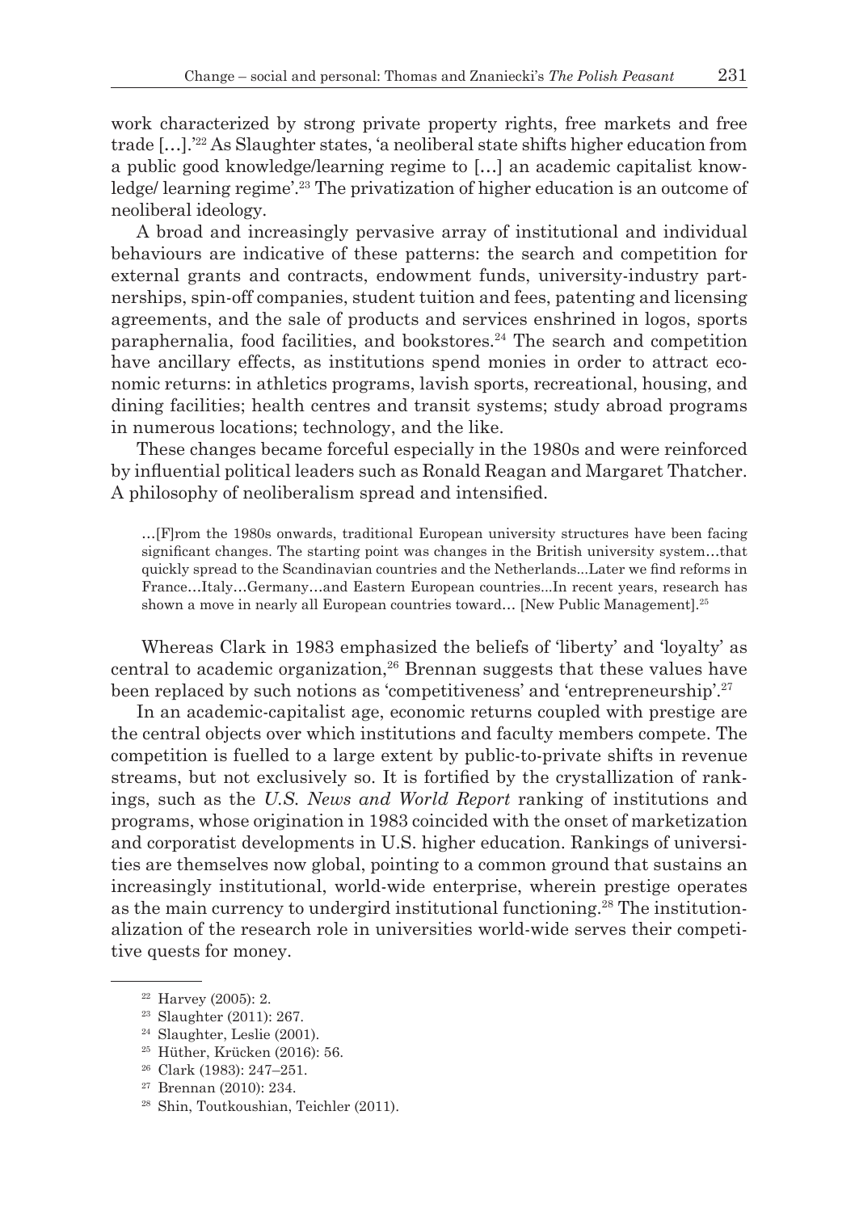work characterized by strong private property rights, free markets and free trade […].'[22] As Slaughter states, 'a neoliberal state shifts higher education from a public good knowledge/learning regime to […] an academic capitalist knowledge/ learning regime'.[23] The privatization of higher education is an outcome of neoliberal ideology.

A broad and increasingly pervasive array of institutional and individual behaviours are indicative of these patterns: the search and competition for external grants and contracts, endowment funds, university-industry partnerships, spin-off companies, student tuition and fees, patenting and licensing agreements, and the sale of products and services enshrined in logos, sports paraphernalia, food facilities, and bookstores.[24] The search and competition have ancillary effects, as institutions spend monies in order to attract economic returns: in athletics programs, lavish sports, recreational, housing, and dining facilities; health centres and transit systems; study abroad programs in numerous locations; technology, and the like.

These changes became forceful especially in the 1980s and were reinforced by influential political leaders such as Ronald Reagan and Margaret Thatcher. A philosophy of neoliberalism spread and intensified.

> …[F]rom the 1980s onwards, traditional European university structures have been facing significant changes. The starting point was changes in the British university system…that quickly spread to the Scandinavian countries and the Netherlands...Later we find reforms in France…Italy…Germany…and Eastern European countries...In recent years, research has shown a move in nearly all European countries toward… [New Public Management].[25]

Whereas Clark in 1983 emphasized the beliefs of 'liberty' and 'loyalty' as central to academic organization,[26] Brennan suggests that these values have been replaced by such notions as 'competitiveness' and 'entrepreneurship'.[27]

In an academic-capitalist age, economic returns coupled with prestige are the central objects over which institutions and faculty members compete. The competition is fuelled to a large extent by public-to-private shifts in revenue streams, but not exclusively so. It is fortified by the crystallization of rankings, such as the *U.S. News and World Report* ranking of institutions and programs, whose origination in 1983 coincided with the onset of marketization and corporatist developments in U.S. higher education. Rankings of universities are themselves now global, pointing to a common ground that sustains an increasingly institutional, world-wide enterprise, wherein prestige operates as the main currency to undergird institutional functioning.[28] The institutionalization of the research role in universities world-wide serves their competitive quests for money.

---

[22] Harvey (2005): 2.

[23] Slaughter (2011): 267.

[24] Slaughter, Leslie (2001).

[25] Hüther, Krücken (2016): 56.

[26] Clark (1983): 247–251.

[27] Brennan (2010): 234.

[28] Shin, Toutkoushian, Teichler (2011).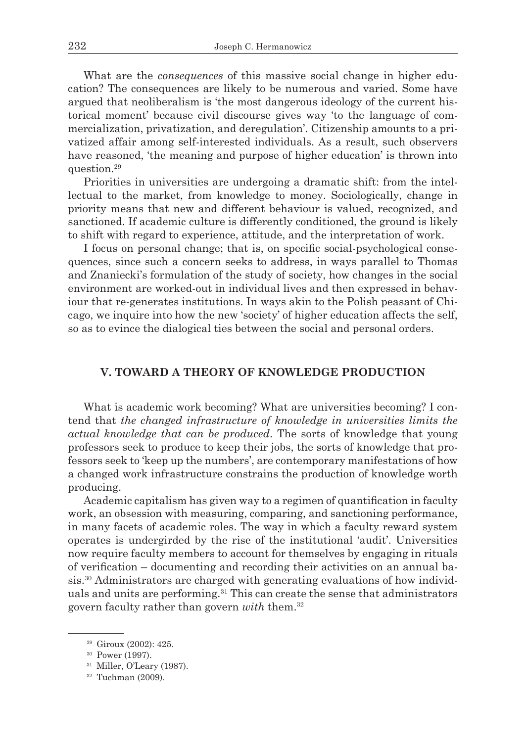What are the *consequences* of this massive social change in higher education? The consequences are likely to be numerous and varied. Some have argued that neoliberalism is 'the most dangerous ideology of the current historical moment' because civil discourse gives way 'to the language of commercialization, privatization, and deregulation'. Citizenship amounts to a privatized affair among self-interested individuals. As a result, such observers have reasoned, 'the meaning and purpose of higher education' is thrown into question.[29]

Priorities in universities are undergoing a dramatic shift: from the intellectual to the market, from knowledge to money. Sociologically, change in priority means that new and different behaviour is valued, recognized, and sanctioned. If academic culture is differently conditioned, the ground is likely to shift with regard to experience, attitude, and the interpretation of work.

I focus on personal change; that is, on specific social-psychological consequences, since such a concern seeks to address, in ways parallel to Thomas and Znaniecki's formulation of the study of society, how changes in the social environment are worked-out in individual lives and then expressed in behaviour that re-generates institutions. In ways akin to the Polish peasant of Chicago, we inquire into how the new 'society' of higher education affects the self, so as to evince the dialogical ties between the social and personal orders.

## V. TOWARD A THEORY OF KNOWLEDGE PRODUCTION

What is academic work becoming? What are universities becoming? I contend that *the changed infrastructure of knowledge in universities limits the actual knowledge that can be produced*. The sorts of knowledge that young professors seek to produce to keep their jobs, the sorts of knowledge that professors seek to 'keep up the numbers', are contemporary manifestations of how a changed work infrastructure constrains the production of knowledge worth producing.

Academic capitalism has given way to a regimen of quantification in faculty work, an obsession with measuring, comparing, and sanctioning performance, in many facets of academic roles. The way in which a faculty reward system operates is undergirded by the rise of the institutional 'audit'. Universities now require faculty members to account for themselves by engaging in rituals of verification – documenting and recording their activities on an annual basis.[30] Administrators are charged with generating evaluations of how individuals and units are performing.[31] This can create the sense that administrators govern faculty rather than govern *with* them.[32]

---

[29] Giroux (2002): 425.

[30] Power (1997).

[31] Miller, O'Leary (1987).

[32] Tuchman (2009).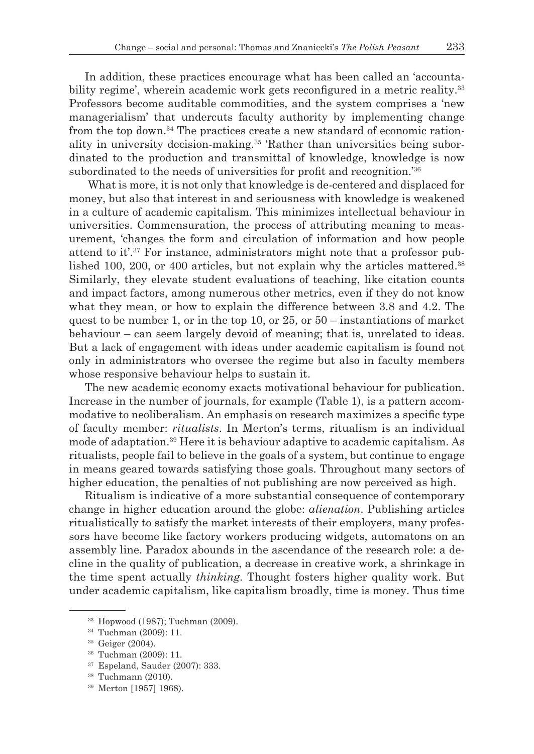In addition, these practices encourage what has been called an 'accountability regime', wherein academic work gets reconfigured in a metric reality.[33] Professors become auditable commodities, and the system comprises a 'new managerialism' that undercuts faculty authority by implementing change from the top down.[34] The practices create a new standard of economic rationality in university decision-making.[35] 'Rather than universities being subordinated to the production and transmittal of knowledge, knowledge is now subordinated to the needs of universities for profit and recognition.'[36]

What is more, it is not only that knowledge is de-centered and displaced for money, but also that interest in and seriousness with knowledge is weakened in a culture of academic capitalism. This minimizes intellectual behaviour in universities. Commensuration, the process of attributing meaning to measurement, 'changes the form and circulation of information and how people attend to it'.[37] For instance, administrators might note that a professor published 100, 200, or 400 articles, but not explain why the articles mattered.[38] Similarly, they elevate student evaluations of teaching, like citation counts and impact factors, among numerous other metrics, even if they do not know what they mean, or how to explain the difference between 3.8 and 4.2. The quest to be number 1, or in the top 10, or 25, or 50 – instantiations of market behaviour – can seem largely devoid of meaning; that is, unrelated to ideas. But a lack of engagement with ideas under academic capitalism is found not only in administrators who oversee the regime but also in faculty members whose responsive behaviour helps to sustain it.

The new academic economy exacts motivational behaviour for publication. Increase in the number of journals, for example (Table 1), is a pattern accommodative to neoliberalism. An emphasis on research maximizes a specific type of faculty member: *ritualists*. In Merton's terms, ritualism is an individual mode of adaptation.[39] Here it is behaviour adaptive to academic capitalism. As ritualists, people fail to believe in the goals of a system, but continue to engage in means geared towards satisfying those goals. Throughout many sectors of higher education, the penalties of not publishing are now perceived as high.

Ritualism is indicative of a more substantial consequence of contemporary change in higher education around the globe: *alienation*. Publishing articles ritualistically to satisfy the market interests of their employers, many professors have become like factory workers producing widgets, automatons on an assembly line. Paradox abounds in the ascendance of the research role: a decline in the quality of publication, a decrease in creative work, a shrinkage in the time spent actually *thinking*. Thought fosters higher quality work. But under academic capitalism, like capitalism broadly, time is money. Thus time

[33] Hopwood (1987); Tuchman (2009).

[34] Tuchman (2009): 11.

[35] Geiger (2004).

[36] Tuchman (2009): 11.

[37] Espeland, Sauder (2007): 333.

[38] Tuchmann (2010).

[39] Merton [1957] 1968).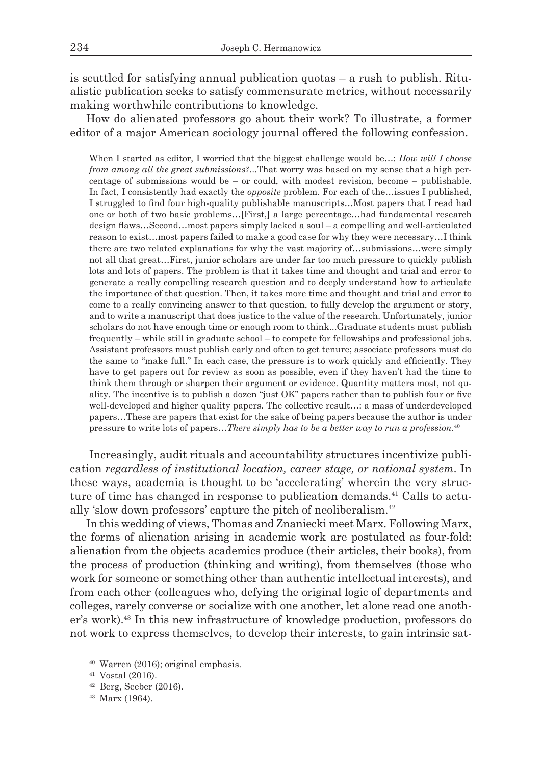is scuttled for satisfying annual publication quotas – a rush to publish. Ritualistic publication seeks to satisfy commensurate metrics, without necessarily making worthwhile contributions to knowledge.

How do alienated professors go about their work? To illustrate, a former editor of a major American sociology journal offered the following confession.

> When I started as editor, I worried that the biggest challenge would be…: *How will I choose from among all the great submissions?*...That worry was based on my sense that a high percentage of submissions would be – or could, with modest revision, become – publishable. In fact, I consistently had exactly the *opposite* problem. For each of the…issues I published, I struggled to find four high-quality publishable manuscripts…Most papers that I read had one or both of two basic problems…[First,] a large percentage…had fundamental research design flaws…Second…most papers simply lacked a soul – a compelling and well-articulated reason to exist…most papers failed to make a good case for why they were necessary…I think there are two related explanations for why the vast majority of…submissions…were simply not all that great…First, junior scholars are under far too much pressure to quickly publish lots and lots of papers. The problem is that it takes time and thought and trial and error to generate a really compelling research question and to deeply understand how to articulate the importance of that question. Then, it takes more time and thought and trial and error to come to a really convincing answer to that question, to fully develop the argument or story, and to write a manuscript that does justice to the value of the research. Unfortunately, junior scholars do not have enough time or enough room to think...Graduate students must publish frequently – while still in graduate school – to compete for fellowships and professional jobs. Assistant professors must publish early and often to get tenure; associate professors must do the same to "make full." In each case, the pressure is to work quickly and efficiently. They have to get papers out for review as soon as possible, even if they haven't had the time to think them through or sharpen their argument or evidence. Quantity matters most, not quality. The incentive is to publish a dozen "just OK" papers rather than to publish four or five well-developed and higher quality papers. The collective result…: a mass of underdeveloped papers…These are papers that exist for the sake of being papers because the author is under pressure to write lots of papers…*There simply has to be a better way to run a profession.*[40]

Increasingly, audit rituals and accountability structures incentivize publication *regardless of institutional location, career stage, or national system*. In these ways, academia is thought to be 'accelerating' wherein the very structure of time has changed in response to publication demands.[41] Calls to actually 'slow down professors' capture the pitch of neoliberalism.[42]

In this wedding of views, Thomas and Znaniecki meet Marx. Following Marx, the forms of alienation arising in academic work are postulated as four-fold: alienation from the objects academics produce (their articles, their books), from the process of production (thinking and writing), from themselves (those who work for someone or something other than authentic intellectual interests), and from each other (colleagues who, defying the original logic of departments and colleges, rarely converse or socialize with one another, let alone read one another's work).[43] In this new infrastructure of knowledge production, professors do not work to express themselves, to develop their interests, to gain intrinsic sat-

---

[40] Warren (2016); original emphasis.

[41] Vostal (2016).

[42] Berg, Seeber (2016).

[43] Marx (1964).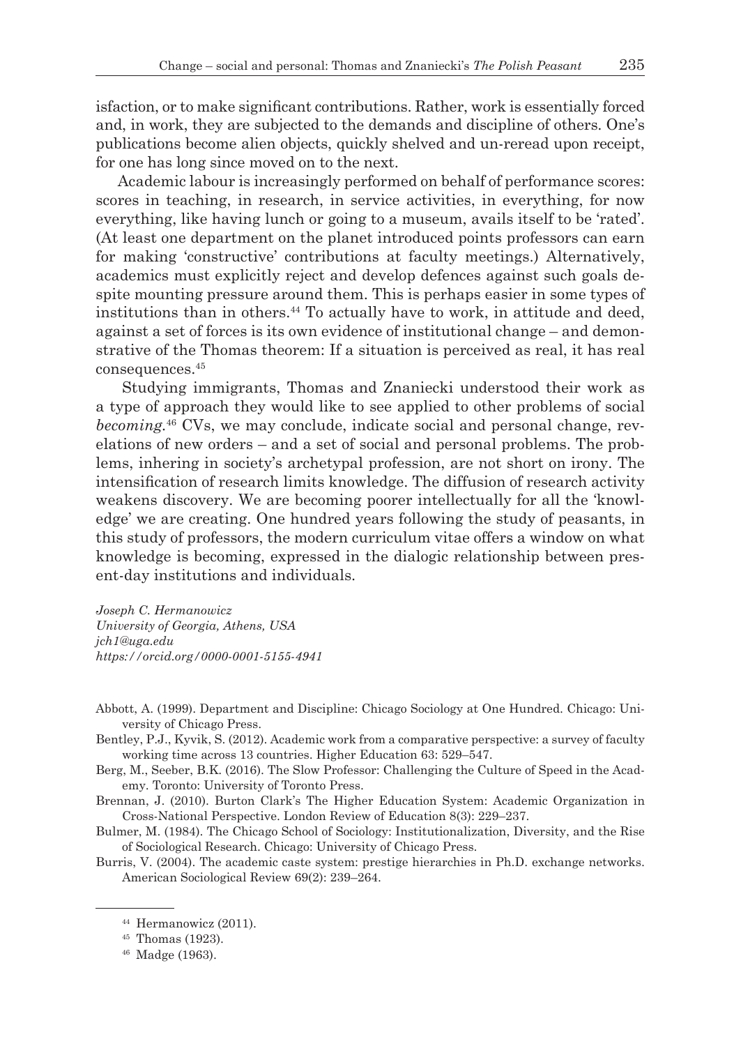isfaction, or to make significant contributions. Rather, work is essentially forced and, in work, they are subjected to the demands and discipline of others. One's publications become alien objects, quickly shelved and un-reread upon receipt, for one has long since moved on to the next.

Academic labour is increasingly performed on behalf of performance scores: scores in teaching, in research, in service activities, in everything, for now everything, like having lunch or going to a museum, avails itself to be 'rated'. (At least one department on the planet introduced points professors can earn for making 'constructive' contributions at faculty meetings.) Alternatively, academics must explicitly reject and develop defences against such goals despite mounting pressure around them. This is perhaps easier in some types of institutions than in others.[44] To actually have to work, in attitude and deed, against a set of forces is its own evidence of institutional change – and demonstrative of the Thomas theorem: If a situation is perceived as real, it has real consequences.[45]

Studying immigrants, Thomas and Znaniecki understood their work as a type of approach they would like to see applied to other problems of social *becoming*.[46] CVs, we may conclude, indicate social and personal change, revelations of new orders – and a set of social and personal problems. The problems, inhering in society's archetypal profession, are not short on irony. The intensification of research limits knowledge. The diffusion of research activity weakens discovery. We are becoming poorer intellectually for all the 'knowledge' we are creating. One hundred years following the study of peasants, in this study of professors, the modern curriculum vitae offers a window on what knowledge is becoming, expressed in the dialogic relationship between present-day institutions and individuals.

*Joseph C. Hermanowicz*
*University of Georgia, Athens, USA*
*jch1@uga.edu*
*https://orcid.org/0000-0001-5155-4941*

Abbott, A. (1999). Department and Discipline: Chicago Sociology at One Hundred. Chicago: University of Chicago Press.

Bentley, P.J., Kyvik, S. (2012). Academic work from a comparative perspective: a survey of faculty working time across 13 countries. Higher Education 63: 529–547.

Berg, M., Seeber, B.K. (2016). The Slow Professor: Challenging the Culture of Speed in the Academy. Toronto: University of Toronto Press.

Brennan, J. (2010). Burton Clark's The Higher Education System: Academic Organization in Cross-National Perspective. London Review of Education 8(3): 229–237.

Bulmer, M. (1984). The Chicago School of Sociology: Institutionalization, Diversity, and the Rise of Sociological Research. Chicago: University of Chicago Press.

Burris, V. (2004). The academic caste system: prestige hierarchies in Ph.D. exchange networks. American Sociological Review 69(2): 239–264.

---

[44] Hermanowicz (2011).

[45] Thomas (1923).

[46] Madge (1963).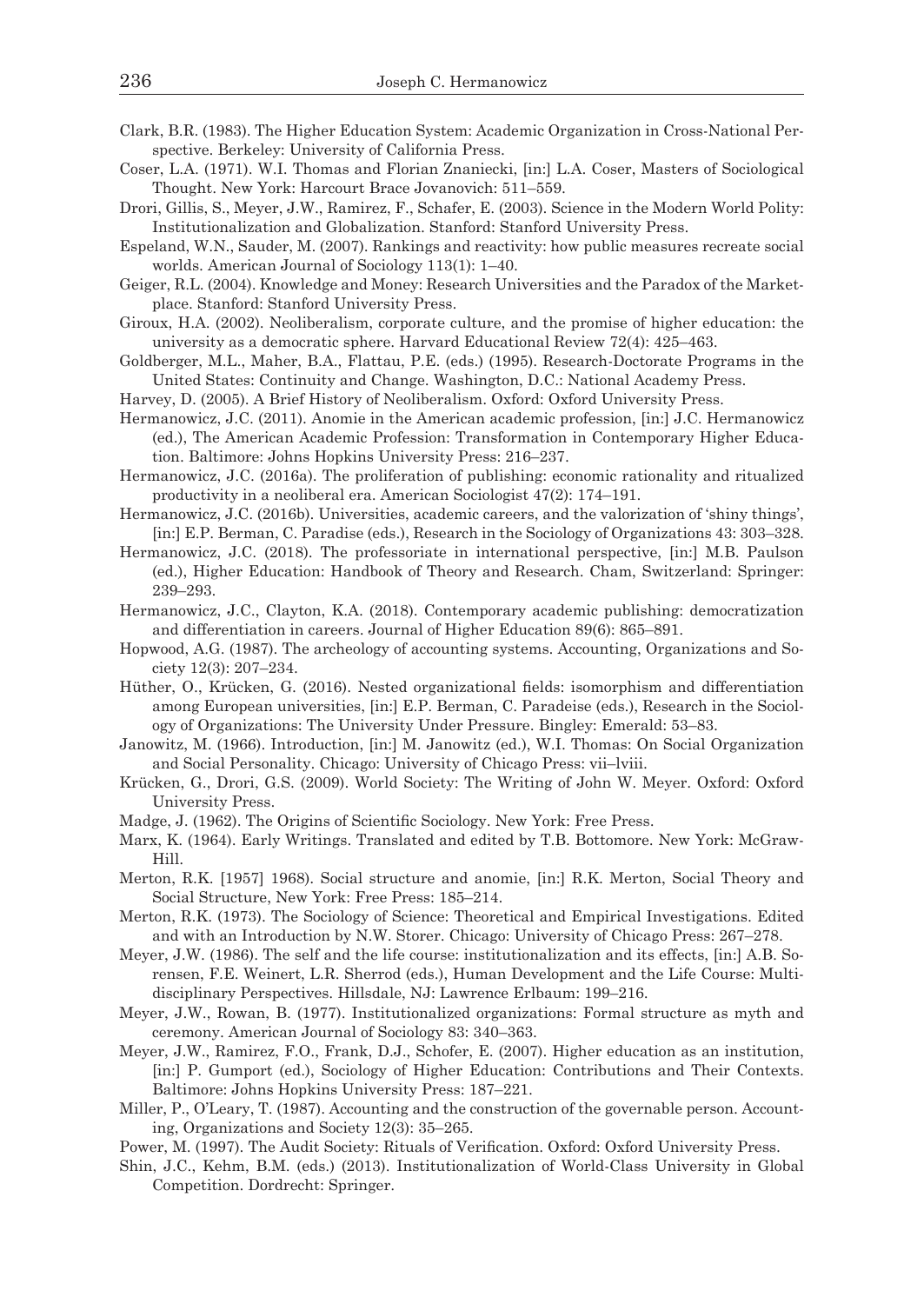Clark, B.R. (1983). The Higher Education System: Academic Organization in Cross-National Perspective. Berkeley: University of California Press.

Coser, L.A. (1971). W.I. Thomas and Florian Znaniecki, [in:] L.A. Coser, Masters of Sociological Thought. New York: Harcourt Brace Jovanovich: 511–559.

Drori, Gillis, S., Meyer, J.W., Ramirez, F., Schafer, E. (2003). Science in the Modern World Polity: Institutionalization and Globalization. Stanford: Stanford University Press.

Espeland, W.N., Sauder, M. (2007). Rankings and reactivity: how public measures recreate social worlds. American Journal of Sociology 113(1): 1–40.

Geiger, R.L. (2004). Knowledge and Money: Research Universities and the Paradox of the Marketplace. Stanford: Stanford University Press.

Giroux, H.A. (2002). Neoliberalism, corporate culture, and the promise of higher education: the university as a democratic sphere. Harvard Educational Review 72(4): 425–463.

Goldberger, M.L., Maher, B.A., Flattau, P.E. (eds.) (1995). Research-Doctorate Programs in the United States: Continuity and Change. Washington, D.C.: National Academy Press.

Harvey, D. (2005). A Brief History of Neoliberalism. Oxford: Oxford University Press.

Hermanowicz, J.C. (2011). Anomie in the American academic profession, [in:] J.C. Hermanowicz (ed.), The American Academic Profession: Transformation in Contemporary Higher Education. Baltimore: Johns Hopkins University Press: 216–237.

Hermanowicz, J.C. (2016a). The proliferation of publishing: economic rationality and ritualized productivity in a neoliberal era. American Sociologist 47(2): 174–191.

Hermanowicz, J.C. (2016b). Universities, academic careers, and the valorization of 'shiny things', [in:] E.P. Berman, C. Paradise (eds.), Research in the Sociology of Organizations 43: 303–328.

Hermanowicz, J.C. (2018). The professoriate in international perspective, [in:] M.B. Paulson (ed.), Higher Education: Handbook of Theory and Research. Cham, Switzerland: Springer: 239–293.

Hermanowicz, J.C., Clayton, K.A. (2018). Contemporary academic publishing: democratization and differentiation in careers. Journal of Higher Education 89(6): 865–891.

Hopwood, A.G. (1987). The archeology of accounting systems. Accounting, Organizations and Society 12(3): 207–234.

Hüther, O., Krücken, G. (2016). Nested organizational fields: isomorphism and differentiation among European universities, [in:] E.P. Berman, C. Paradeise (eds.), Research in the Sociology of Organizations: The University Under Pressure. Bingley: Emerald: 53–83.

Janowitz, M. (1966). Introduction, [in:] M. Janowitz (ed.), W.I. Thomas: On Social Organization and Social Personality. Chicago: University of Chicago Press: vii–lviii.

Krücken, G., Drori, G.S. (2009). World Society: The Writing of John W. Meyer. Oxford: Oxford University Press.

Madge, J. (1962). The Origins of Scientific Sociology. New York: Free Press.

Marx, K. (1964). Early Writings. Translated and edited by T.B. Bottomore. New York: McGraw-Hill.

Merton, R.K. [1957] 1968). Social structure and anomie, [in:] R.K. Merton, Social Theory and Social Structure, New York: Free Press: 185–214.

Merton, R.K. (1973). The Sociology of Science: Theoretical and Empirical Investigations. Edited and with an Introduction by N.W. Storer. Chicago: University of Chicago Press: 267–278.

Meyer, J.W. (1986). The self and the life course: institutionalization and its effects, [in:] A.B. Sorensen, F.E. Weinert, L.R. Sherrod (eds.), Human Development and the Life Course: Multidisciplinary Perspectives. Hillsdale, NJ: Lawrence Erlbaum: 199–216.

Meyer, J.W., Rowan, B. (1977). Institutionalized organizations: Formal structure as myth and ceremony. American Journal of Sociology 83: 340–363.

Meyer, J.W., Ramirez, F.O., Frank, D.J., Schofer, E. (2007). Higher education as an institution, [in:] P. Gumport (ed.), Sociology of Higher Education: Contributions and Their Contexts. Baltimore: Johns Hopkins University Press: 187–221.

Miller, P., O'Leary, T. (1987). Accounting and the construction of the governable person. Accounting, Organizations and Society 12(3): 35–265.

Power, M. (1997). The Audit Society: Rituals of Verification. Oxford: Oxford University Press.

Shin, J.C., Kehm, B.M. (eds.) (2013). Institutionalization of World-Class University in Global Competition. Dordrecht: Springer.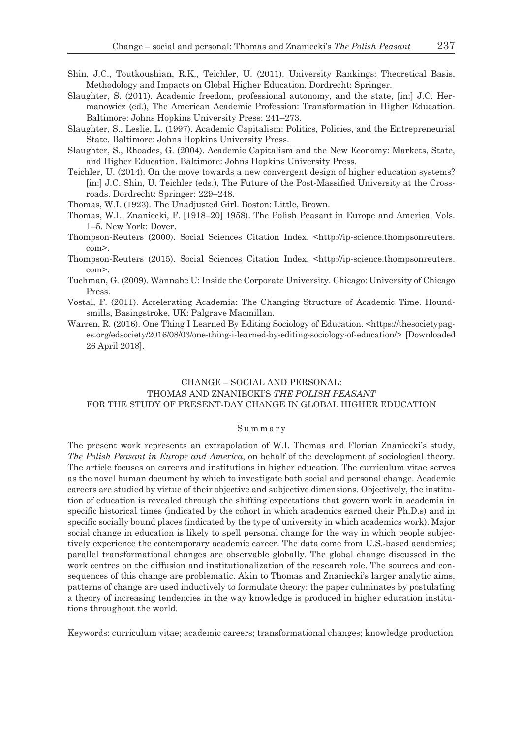Shin, J.C., Toutkoushian, R.K., Teichler, U. (2011). University Rankings: Theoretical Basis, Methodology and Impacts on Global Higher Education. Dordrecht: Springer.

Slaughter, S. (2011). Academic freedom, professional autonomy, and the state, [in:] J.C. Hermanowicz (ed.), The American Academic Profession: Transformation in Higher Education. Baltimore: Johns Hopkins University Press: 241–273.

Slaughter, S., Leslie, L. (1997). Academic Capitalism: Politics, Policies, and the Entrepreneurial State. Baltimore: Johns Hopkins University Press.

Slaughter, S., Rhoades, G. (2004). Academic Capitalism and the New Economy: Markets, State, and Higher Education. Baltimore: Johns Hopkins University Press.

Teichler, U. (2014). On the move towards a new convergent design of higher education systems? [in:] J.C. Shin, U. Teichler (eds.), The Future of the Post-Massified University at the Crossroads. Dordrecht: Springer: 229–248.

Thomas, W.I. (1923). The Unadjusted Girl. Boston: Little, Brown.

Thomas, W.I., Znaniecki, F. [1918–20] 1958). The Polish Peasant in Europe and America. Vols. 1–5. New York: Dover.

Thompson-Reuters (2000). Social Sciences Citation Index. <http://ip-science.thompsonreuters.com>.

Thompson-Reuters (2015). Social Sciences Citation Index. <http://ip-science.thompsonreuters.com>.

Tuchman, G. (2009). Wannabe U: Inside the Corporate University. Chicago: University of Chicago Press.

Vostal, F. (2011). Accelerating Academia: The Changing Structure of Academic Time. Houndsmills, Basingstroke, UK: Palgrave Macmillan.

Warren, R. (2016). One Thing I Learned By Editing Sociology of Education. <https://thesocietypages.org/edsociety/2016/08/03/one-thing-i-learned-by-editing-sociology-of-education/> [Downloaded 26 April 2018].

## CHANGE – SOCIAL AND PERSONAL: THOMAS AND ZNANIECKI'S *THE POLISH PEASANT* FOR THE STUDY OF PRESENT-DAY CHANGE IN GLOBAL HIGHER EDUCATION

### Summary

The present work represents an extrapolation of W.I. Thomas and Florian Znaniecki's study, *The Polish Peasant in Europe and America*, on behalf of the development of sociological theory. The article focuses on careers and institutions in higher education. The curriculum vitae serves as the novel human document by which to investigate both social and personal change. Academic careers are studied by virtue of their objective and subjective dimensions. Objectively, the institution of education is revealed through the shifting expectations that govern work in academia in specific historical times (indicated by the cohort in which academics earned their Ph.D.s) and in specific socially bound places (indicated by the type of university in which academics work). Major social change in education is likely to spell personal change for the way in which people subjectively experience the contemporary academic career. The data come from U.S.-based academics; parallel transformational changes are observable globally. The global change discussed in the work centres on the diffusion and institutionalization of the research role. The sources and consequences of this change are problematic. Akin to Thomas and Znaniecki's larger analytic aims, patterns of change are used inductively to formulate theory: the paper culminates by postulating a theory of increasing tendencies in the way knowledge is produced in higher education institutions throughout the world.

Keywords: curriculum vitae; academic careers; transformational changes; knowledge production